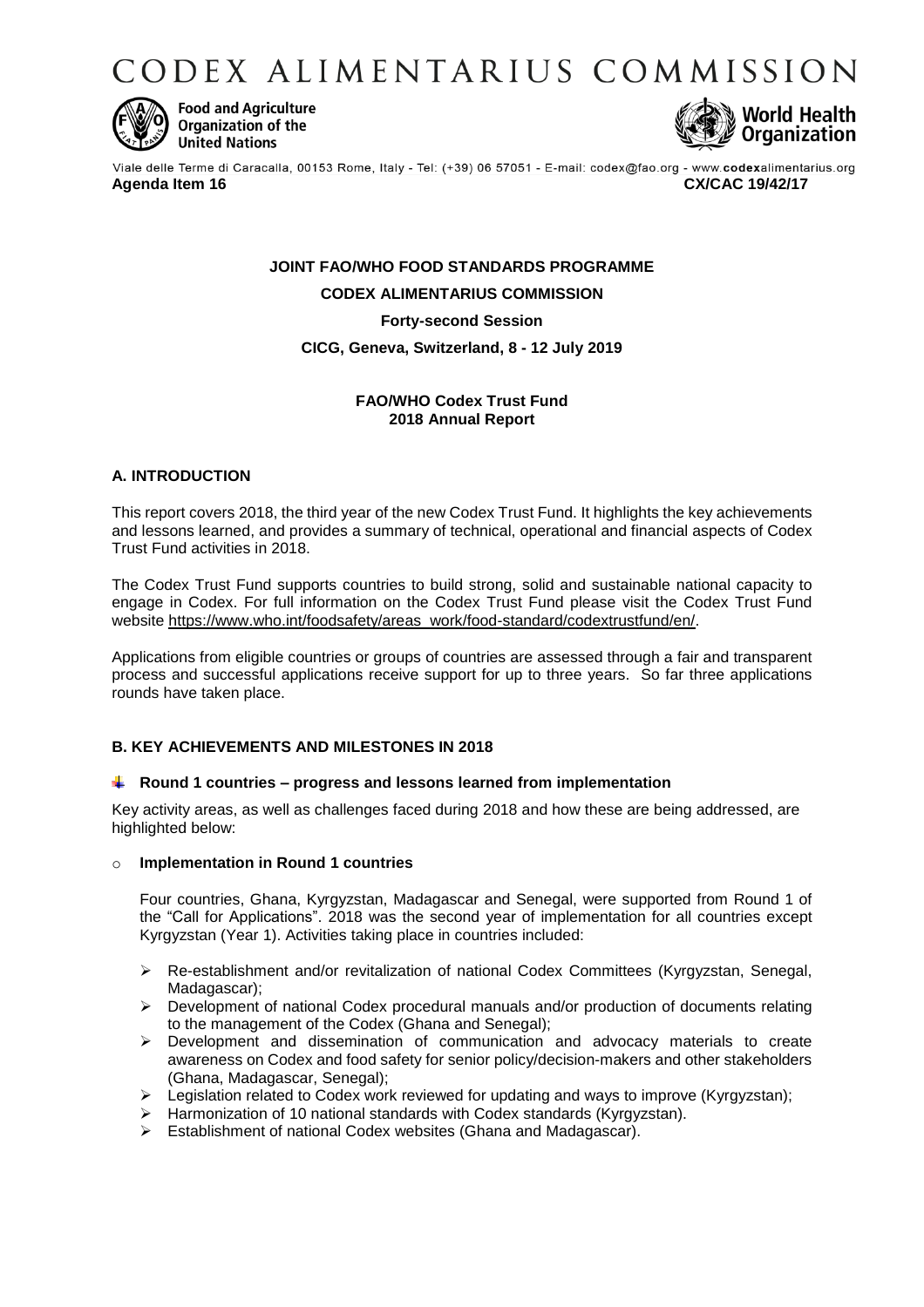# CODEX ALIMENTARIUS COMMISSION

Food and Agriculture Organization of the United Nations

World Health Organization

Viale delle Terme di Caracalla, 00153 Rome, Italy - Tel: (+39) 06 57051 - E-mail: codex@fao.org - www.codexalimentarius.org

**Agenda Item 16** **CX/CAC 19/42/17**

**JOINT FAO/WHO FOOD STANDARDS PROGRAMME**

**CODEX ALIMENTARIUS COMMISSION**

**Forty-second Session**

**CICG, Geneva, Switzerland, 8 - 12 July 2019**

**FAO/WHO Codex Trust Fund**
**2018 Annual Report**

## A. INTRODUCTION

This report covers 2018, the third year of the new Codex Trust Fund. It highlights the key achievements and lessons learned, and provides a summary of technical, operational and financial aspects of Codex Trust Fund activities in 2018.

The Codex Trust Fund supports countries to build strong, solid and sustainable national capacity to engage in Codex. For full information on the Codex Trust Fund please visit the Codex Trust Fund website https://www.who.int/foodsafety/areas_work/food-standard/codextrustfund/en/.

Applications from eligible countries or groups of countries are assessed through a fair and transparent process and successful applications receive support for up to three years. So far three applications rounds have taken place.

## B. KEY ACHIEVEMENTS AND MILESTONES IN 2018

### Round 1 countries – progress and lessons learned from implementation

Key activity areas, as well as challenges faced during 2018 and how these are being addressed, are highlighted below:

- **Implementation in Round 1 countries**

  Four countries, Ghana, Kyrgyzstan, Madagascar and Senegal, were supported from Round 1 of the "Call for Applications". 2018 was the second year of implementation for all countries except Kyrgyzstan (Year 1). Activities taking place in countries included:

  - Re-establishment and/or revitalization of national Codex Committees (Kyrgyzstan, Senegal, Madagascar);
  - Development of national Codex procedural manuals and/or production of documents relating to the management of the Codex (Ghana and Senegal);
  - Development and dissemination of communication and advocacy materials to create awareness on Codex and food safety for senior policy/decision-makers and other stakeholders (Ghana, Madagascar, Senegal);
  - Legislation related to Codex work reviewed for updating and ways to improve (Kyrgyzstan);
  - Harmonization of 10 national standards with Codex standards (Kyrgyzstan).
  - Establishment of national Codex websites (Ghana and Madagascar).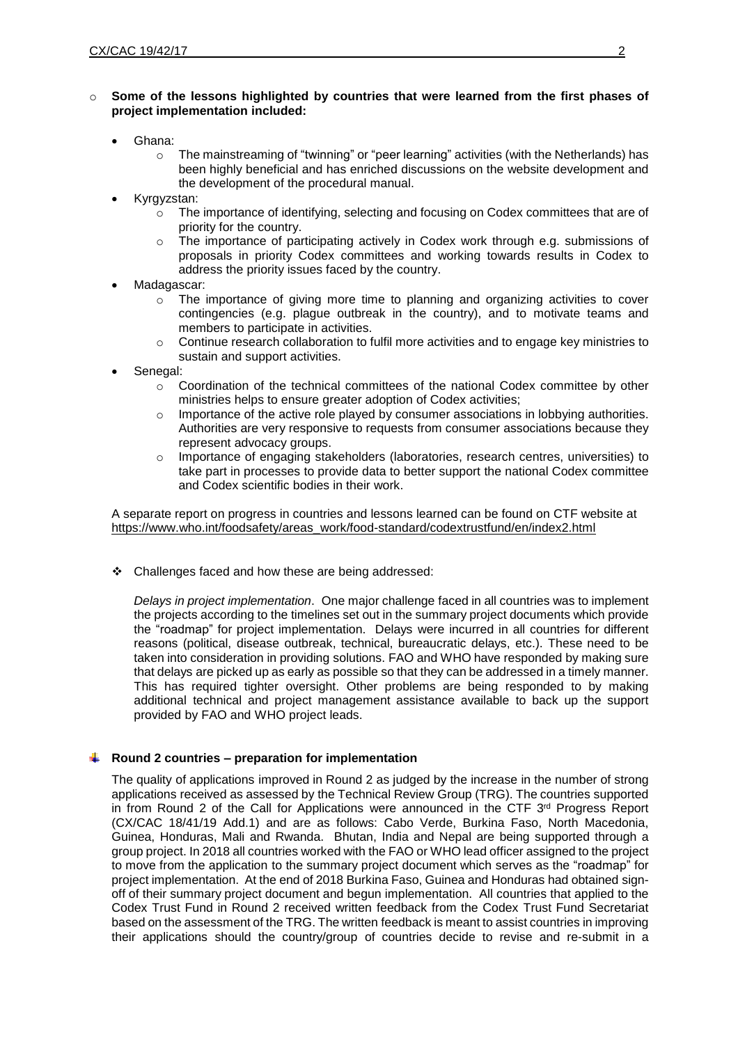- **Some of the lessons highlighted by countries that were learned from the first phases of project implementation included:**

  - Ghana:
    - The mainstreaming of "twinning" or "peer learning" activities (with the Netherlands) has been highly beneficial and has enriched discussions on the website development and the development of the procedural manual.
  - Kyrgyzstan:
    - The importance of identifying, selecting and focusing on Codex committees that are of priority for the country.
    - The importance of participating actively in Codex work through e.g. submissions of proposals in priority Codex committees and working towards results in Codex to address the priority issues faced by the country.
  - Madagascar:
    - The importance of giving more time to planning and organizing activities to cover contingencies (e.g. plague outbreak in the country), and to motivate teams and members to participate in activities.
    - Continue research collaboration to fulfil more activities and to engage key ministries to sustain and support activities.
  - Senegal:
    - Coordination of the technical committees of the national Codex committee by other ministries helps to ensure greater adoption of Codex activities;
    - Importance of the active role played by consumer associations in lobbying authorities. Authorities are very responsive to requests from consumer associations because they represent advocacy groups.
    - Importance of engaging stakeholders (laboratories, research centres, universities) to take part in processes to provide data to better support the national Codex committee and Codex scientific bodies in their work.

  A separate report on progress in countries and lessons learned can be found on CTF website at https://www.who.int/foodsafety/areas_work/food-standard/codextrustfund/en/index2.html

- Challenges faced and how these are being addressed:

  *Delays in project implementation*. One major challenge faced in all countries was to implement the projects according to the timelines set out in the summary project documents which provide the "roadmap" for project implementation. Delays were incurred in all countries for different reasons (political, disease outbreak, technical, bureaucratic delays, etc.). These need to be taken into consideration in providing solutions. FAO and WHO have responded by making sure that delays are picked up as early as possible so that they can be addressed in a timely manner. This has required tighter oversight. Other problems are being responded to by making additional technical and project management assistance available to back up the support provided by FAO and WHO project leads.

## Round 2 countries – preparation for implementation

The quality of applications improved in Round 2 as judged by the increase in the number of strong applications received as assessed by the Technical Review Group (TRG). The countries supported in from Round 2 of the Call for Applications were announced in the CTF 3rd Progress Report (CX/CAC 18/41/19 Add.1) and are as follows: Cabo Verde, Burkina Faso, North Macedonia, Guinea, Honduras, Mali and Rwanda. Bhutan, India and Nepal are being supported through a group project. In 2018 all countries worked with the FAO or WHO lead officer assigned to the project to move from the application to the summary project document which serves as the "roadmap" for project implementation. At the end of 2018 Burkina Faso, Guinea and Honduras had obtained sign-off of their summary project document and begun implementation. All countries that applied to the Codex Trust Fund in Round 2 received written feedback from the Codex Trust Fund Secretariat based on the assessment of the TRG. The written feedback is meant to assist countries in improving their applications should the country/group of countries decide to revise and re-submit in a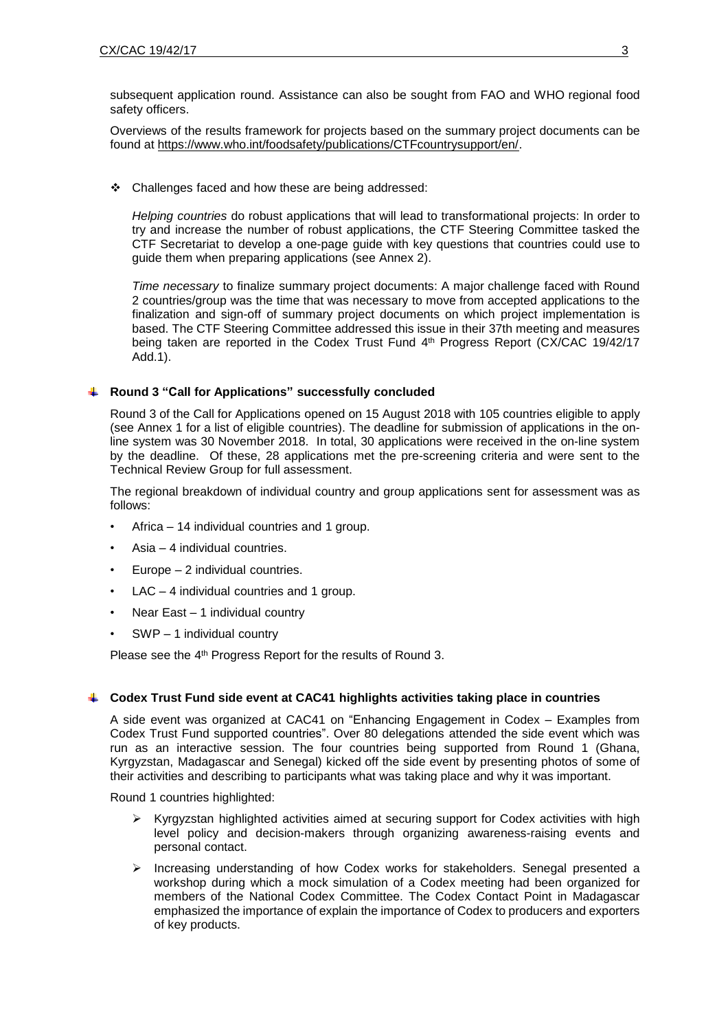subsequent application round. Assistance can also be sought from FAO and WHO regional food safety officers.

Overviews of the results framework for projects based on the summary project documents can be found at https://www.who.int/foodsafety/publications/CTFcountrysupport/en/.

- Challenges faced and how these are being addressed:

  *Helping countries* do robust applications that will lead to transformational projects: In order to try and increase the number of robust applications, the CTF Steering Committee tasked the CTF Secretariat to develop a one-page guide with key questions that countries could use to guide them when preparing applications (see Annex 2).

  *Time necessary* to finalize summary project documents: A major challenge faced with Round 2 countries/group was the time that was necessary to move from accepted applications to the finalization and sign-off of summary project documents on which project implementation is based. The CTF Steering Committee addressed this issue in their 37th meeting and measures being taken are reported in the Codex Trust Fund 4th Progress Report (CX/CAC 19/42/17 Add.1).

## Round 3 "Call for Applications" successfully concluded

Round 3 of the Call for Applications opened on 15 August 2018 with 105 countries eligible to apply (see Annex 1 for a list of eligible countries). The deadline for submission of applications in the on-line system was 30 November 2018. In total, 30 applications were received in the on-line system by the deadline. Of these, 28 applications met the pre-screening criteria and were sent to the Technical Review Group for full assessment.

The regional breakdown of individual country and group applications sent for assessment was as follows:

- Africa – 14 individual countries and 1 group.
- Asia – 4 individual countries.
- Europe – 2 individual countries.
- LAC – 4 individual countries and 1 group.
- Near East – 1 individual country
- SWP – 1 individual country

Please see the 4th Progress Report for the results of Round 3.

## Codex Trust Fund side event at CAC41 highlights activities taking place in countries

A side event was organized at CAC41 on "Enhancing Engagement in Codex – Examples from Codex Trust Fund supported countries". Over 80 delegations attended the side event which was run as an interactive session. The four countries being supported from Round 1 (Ghana, Kyrgyzstan, Madagascar and Senegal) kicked off the side event by presenting photos of some of their activities and describing to participants what was taking place and why it was important.

Round 1 countries highlighted:

- Kyrgyzstan highlighted activities aimed at securing support for Codex activities with high level policy and decision-makers through organizing awareness-raising events and personal contact.
- Increasing understanding of how Codex works for stakeholders. Senegal presented a workshop during which a mock simulation of a Codex meeting had been organized for members of the National Codex Committee. The Codex Contact Point in Madagascar emphasized the importance of explain the importance of Codex to producers and exporters of key products.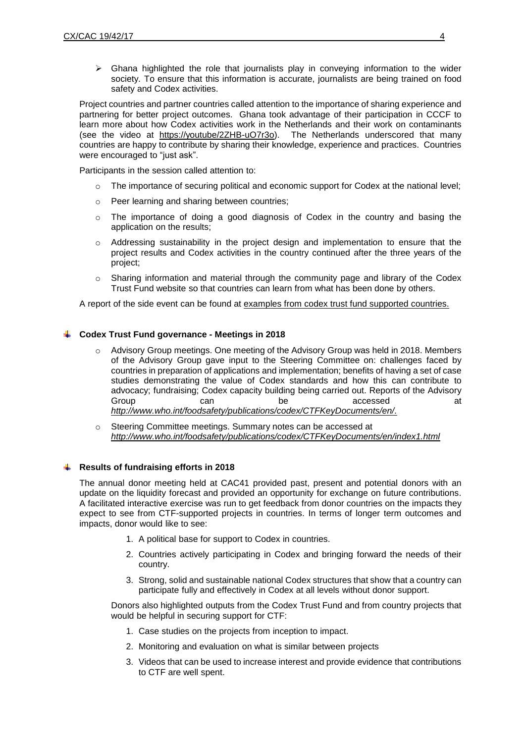- Ghana highlighted the role that journalists play in conveying information to the wider society. To ensure that this information is accurate, journalists are being trained on food safety and Codex activities.

Project countries and partner countries called attention to the importance of sharing experience and partnering for better project outcomes. Ghana took advantage of their participation in CCCF to learn more about how Codex activities work in the Netherlands and their work on contaminants (see the video at https://youtube/2ZHB-uO7r3o). The Netherlands underscored that many countries are happy to contribute by sharing their knowledge, experience and practices. Countries were encouraged to "just ask".

Participants in the session called attention to:

- The importance of securing political and economic support for Codex at the national level;
- Peer learning and sharing between countries;
- The importance of doing a good diagnosis of Codex in the country and basing the application on the results;
- Addressing sustainability in the project design and implementation to ensure that the project results and Codex activities in the country continued after the three years of the project;
- Sharing information and material through the community page and library of the Codex Trust Fund website so that countries can learn from what has been done by others.

A report of the side event can be found at examples from codex trust fund supported countries.

### Codex Trust Fund governance - Meetings in 2018

- Advisory Group meetings. One meeting of the Advisory Group was held in 2018. Members of the Advisory Group gave input to the Steering Committee on: challenges faced by countries in preparation of applications and implementation; benefits of having a set of case studies demonstrating the value of Codex standards and how this can contribute to advocacy; fundraising; Codex capacity building being carried out. Reports of the Advisory Group can be accessed at *http://www.who.int/foodsafety/publications/codex/CTFKeyDocuments/en/.*
- Steering Committee meetings. Summary notes can be accessed at *http://www.who.int/foodsafety/publications/codex/CTFKeyDocuments/en/index1.html*

### Results of fundraising efforts in 2018

The annual donor meeting held at CAC41 provided past, present and potential donors with an update on the liquidity forecast and provided an opportunity for exchange on future contributions. A facilitated interactive exercise was run to get feedback from donor countries on the impacts they expect to see from CTF-supported projects in countries. In terms of longer term outcomes and impacts, donor would like to see:

1. A political base for support to Codex in countries.
2. Countries actively participating in Codex and bringing forward the needs of their country.
3. Strong, solid and sustainable national Codex structures that show that a country can participate fully and effectively in Codex at all levels without donor support.

Donors also highlighted outputs from the Codex Trust Fund and from country projects that would be helpful in securing support for CTF:

1. Case studies on the projects from inception to impact.
2. Monitoring and evaluation on what is similar between projects
3. Videos that can be used to increase interest and provide evidence that contributions to CTF are well spent.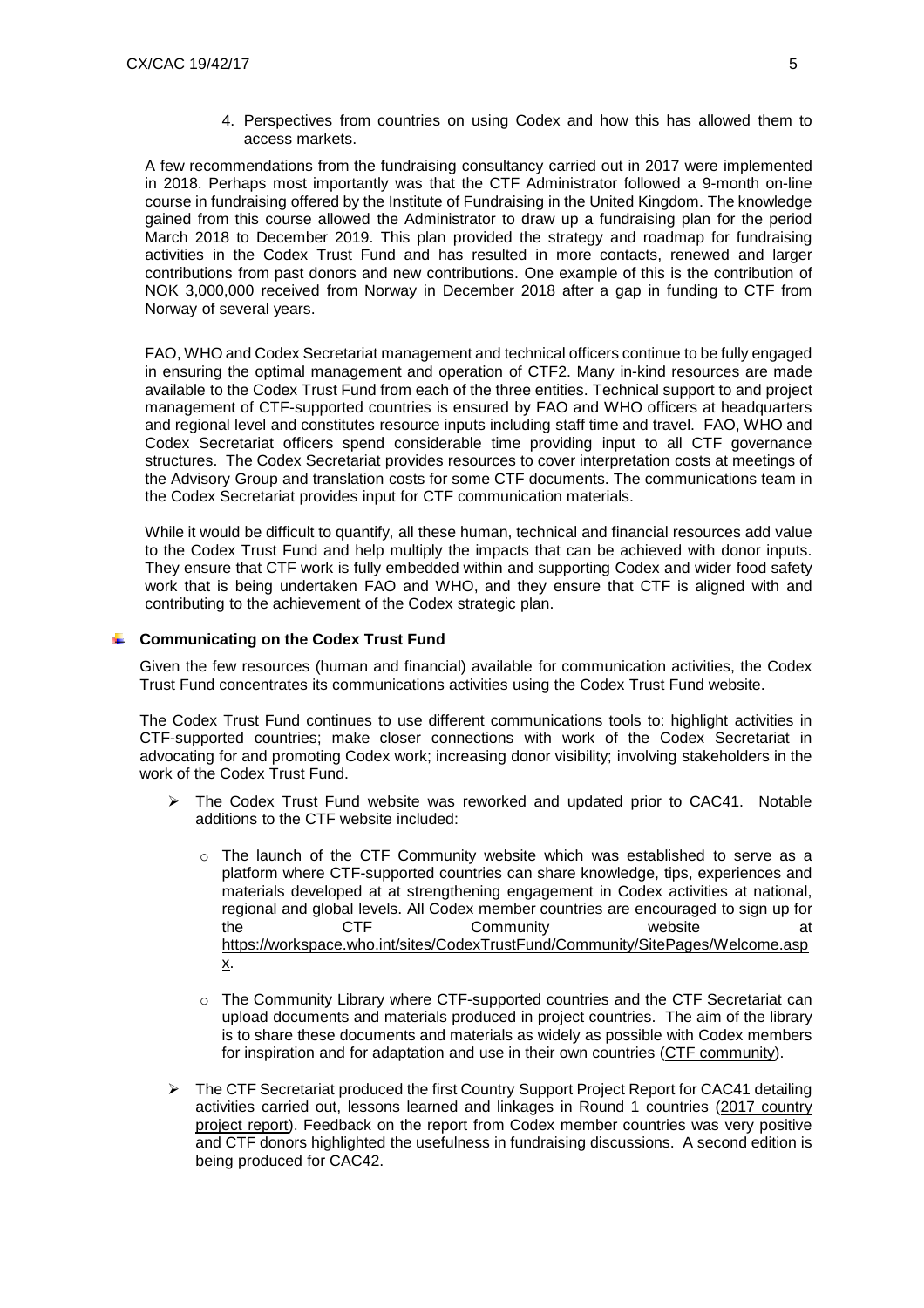4. Perspectives from countries on using Codex and how this has allowed them to access markets.

A few recommendations from the fundraising consultancy carried out in 2017 were implemented in 2018. Perhaps most importantly was that the CTF Administrator followed a 9-month on-line course in fundraising offered by the Institute of Fundraising in the United Kingdom. The knowledge gained from this course allowed the Administrator to draw up a fundraising plan for the period March 2018 to December 2019. This plan provided the strategy and roadmap for fundraising activities in the Codex Trust Fund and has resulted in more contacts, renewed and larger contributions from past donors and new contributions. One example of this is the contribution of NOK 3,000,000 received from Norway in December 2018 after a gap in funding to CTF from Norway of several years.

FAO, WHO and Codex Secretariat management and technical officers continue to be fully engaged in ensuring the optimal management and operation of CTF2. Many in-kind resources are made available to the Codex Trust Fund from each of the three entities. Technical support to and project management of CTF-supported countries is ensured by FAO and WHO officers at headquarters and regional level and constitutes resource inputs including staff time and travel. FAO, WHO and Codex Secretariat officers spend considerable time providing input to all CTF governance structures. The Codex Secretariat provides resources to cover interpretation costs at meetings of the Advisory Group and translation costs for some CTF documents. The communications team in the Codex Secretariat provides input for CTF communication materials.

While it would be difficult to quantify, all these human, technical and financial resources add value to the Codex Trust Fund and help multiply the impacts that can be achieved with donor inputs. They ensure that CTF work is fully embedded within and supporting Codex and wider food safety work that is being undertaken FAO and WHO, and they ensure that CTF is aligned with and contributing to the achievement of the Codex strategic plan.

### Communicating on the Codex Trust Fund

Given the few resources (human and financial) available for communication activities, the Codex Trust Fund concentrates its communications activities using the Codex Trust Fund website.

The Codex Trust Fund continues to use different communications tools to: highlight activities in CTF-supported countries; make closer connections with work of the Codex Secretariat in advocating for and promoting Codex work; increasing donor visibility; involving stakeholders in the work of the Codex Trust Fund.

- The Codex Trust Fund website was reworked and updated prior to CAC41. Notable additions to the CTF website included:
  - The launch of the CTF Community website which was established to serve as a platform where CTF-supported countries can share knowledge, tips, experiences and materials developed at at strengthening engagement in Codex activities at national, regional and global levels. All Codex member countries are encouraged to sign up for the CTF Community website at https://workspace.who.int/sites/CodexTrustFund/Community/SitePages/Welcome.aspx.
  - The Community Library where CTF-supported countries and the CTF Secretariat can upload documents and materials produced in project countries. The aim of the library is to share these documents and materials as widely as possible with Codex members for inspiration and for adaptation and use in their own countries (CTF community).
- The CTF Secretariat produced the first Country Support Project Report for CAC41 detailing activities carried out, lessons learned and linkages in Round 1 countries (2017 country project report). Feedback on the report from Codex member countries was very positive and CTF donors highlighted the usefulness in fundraising discussions. A second edition is being produced for CAC42.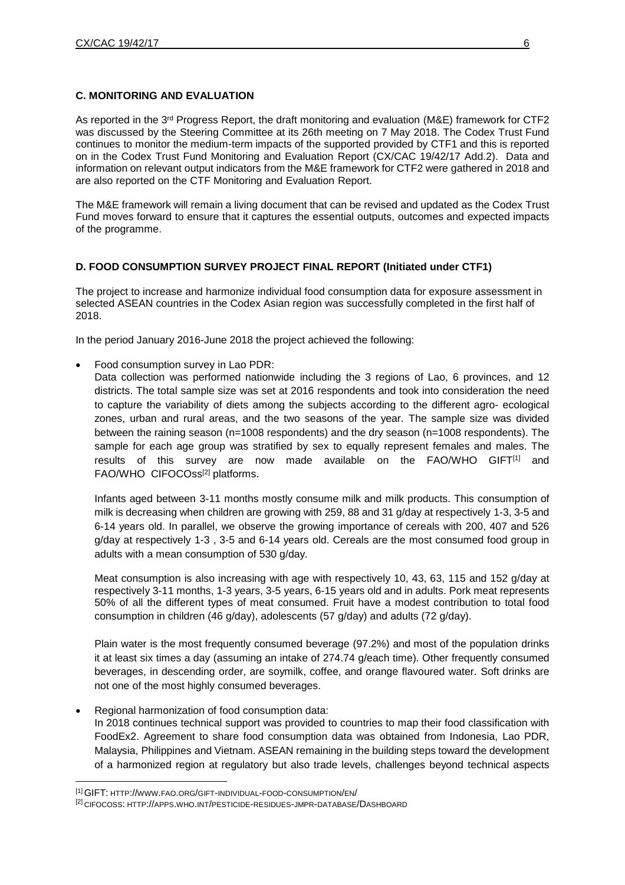## C. MONITORING AND EVALUATION

As reported in the 3rd Progress Report, the draft monitoring and evaluation (M&E) framework for CTF2 was discussed by the Steering Committee at its 26th meeting on 7 May 2018. The Codex Trust Fund continues to monitor the medium-term impacts of the supported provided by CTF1 and this is reported on in the Codex Trust Fund Monitoring and Evaluation Report (CX/CAC 19/42/17 Add.2). Data and information on relevant output indicators from the M&E framework for CTF2 were gathered in 2018 and are also reported on the CTF Monitoring and Evaluation Report.

The M&E framework will remain a living document that can be revised and updated as the Codex Trust Fund moves forward to ensure that it captures the essential outputs, outcomes and expected impacts of the programme.

## D. FOOD CONSUMPTION SURVEY PROJECT FINAL REPORT (Initiated under CTF1)

The project to increase and harmonize individual food consumption data for exposure assessment in selected ASEAN countries in the Codex Asian region was successfully completed in the first half of 2018.

In the period January 2016-June 2018 the project achieved the following:

- Food consumption survey in Lao PDR:

  Data collection was performed nationwide including the 3 regions of Lao, 6 provinces, and 12 districts. The total sample size was set at 2016 respondents and took into consideration the need to capture the variability of diets among the subjects according to the different agro- ecological zones, urban and rural areas, and the two seasons of the year. The sample size was divided between the raining season (n=1008 respondents) and the dry season (n=1008 respondents). The sample for each age group was stratified by sex to equally represent females and males. The results of this survey are now made available on the FAO/WHO GIFT[1] and FAO/WHO CIFOCOss[2] platforms.

  Infants aged between 3-11 months mostly consume milk and milk products. This consumption of milk is decreasing when children are growing with 259, 88 and 31 g/day at respectively 1-3, 3-5 and 6-14 years old. In parallel, we observe the growing importance of cereals with 200, 407 and 526 g/day at respectively 1-3 , 3-5 and 6-14 years old. Cereals are the most consumed food group in adults with a mean consumption of 530 g/day.

  Meat consumption is also increasing with age with respectively 10, 43, 63, 115 and 152 g/day at respectively 3-11 months, 1-3 years, 3-5 years, 6-15 years old and in adults. Pork meat represents 50% of all the different types of meat consumed. Fruit have a modest contribution to total food consumption in children (46 g/day), adolescents (57 g/day) and adults (72 g/day).

  Plain water is the most frequently consumed beverage (97.2%) and most of the population drinks it at least six times a day (assuming an intake of 274.74 g/each time). Other frequently consumed beverages, in descending order, are soymilk, coffee, and orange flavoured water. Soft drinks are not one of the most highly consumed beverages.

- Regional harmonization of food consumption data:

  In 2018 continues technical support was provided to countries to map their food classification with FoodEx2. Agreement to share food consumption data was obtained from Indonesia, Lao PDR, Malaysia, Philippines and Vietnam. ASEAN remaining in the building steps toward the development of a harmonized region at regulatory but also trade levels, challenges beyond technical aspects

[1] GIFT: HTTP://WWW.FAO.ORG/GIFT-INDIVIDUAL-FOOD-CONSUMPTION/EN/

[2] CIFOCOSS: HTTP://APPS.WHO.INT/PESTICIDE-RESIDUES-JMPR-DATABASE/DASHBOARD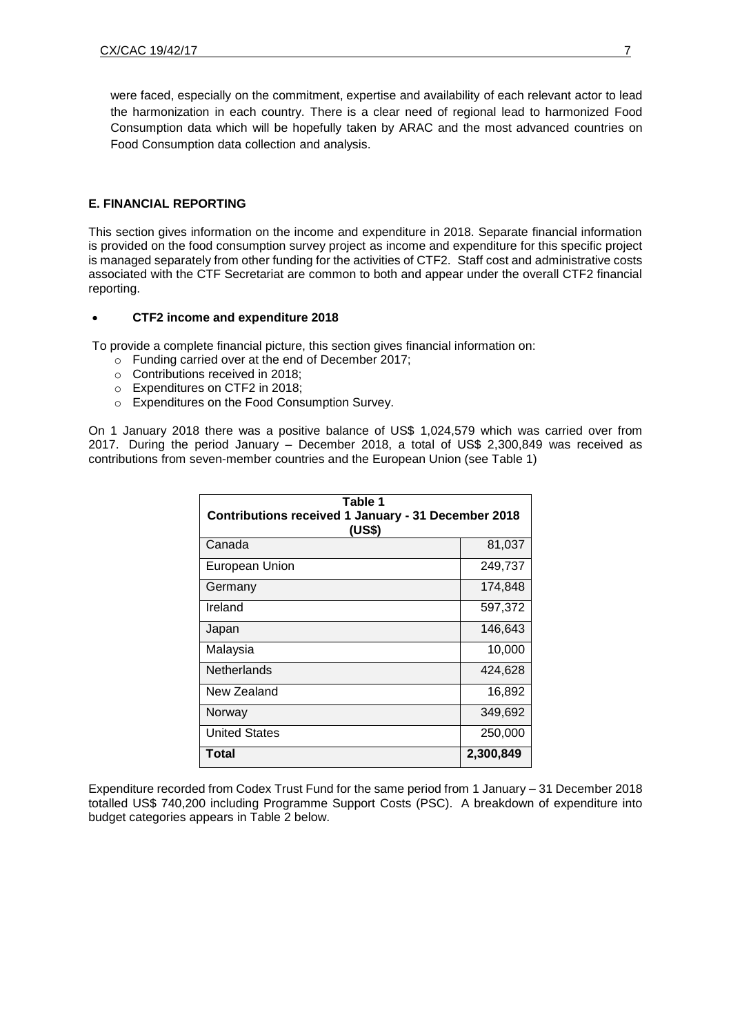were faced, especially on the commitment, expertise and availability of each relevant actor to lead the harmonization in each country. There is a clear need of regional lead to harmonized Food Consumption data which will be hopefully taken by ARAC and the most advanced countries on Food Consumption data collection and analysis.

### E. FINANCIAL REPORTING

This section gives information on the income and expenditure in 2018. Separate financial information is provided on the food consumption survey project as income and expenditure for this specific project is managed separately from other funding for the activities of CTF2. Staff cost and administrative costs associated with the CTF Secretariat are common to both and appear under the overall CTF2 financial reporting.

- **CTF2 income and expenditure 2018**

To provide a complete financial picture, this section gives financial information on:

- Funding carried over at the end of December 2017;
- Contributions received in 2018;
- Expenditures on CTF2 in 2018;
- Expenditures on the Food Consumption Survey.

On 1 January 2018 there was a positive balance of US$ 1,024,579 which was carried over from 2017. During the period January – December 2018, a total of US$ 2,300,849 was received as contributions from seven-member countries and the European Union (see Table 1)

| **Table 1<br>Contributions received 1 January - 31 December 2018 (US$)** | |
|---|---|
| Canada | 81,037 |
| European Union | 249,737 |
| Germany | 174,848 |
| Ireland | 597,372 |
| Japan | 146,643 |
| Malaysia | 10,000 |
| Netherlands | 424,628 |
| New Zealand | 16,892 |
| Norway | 349,692 |
| United States | 250,000 |
| **Total** | **2,300,849** |

Expenditure recorded from Codex Trust Fund for the same period from 1 January – 31 December 2018 totalled US$ 740,200 including Programme Support Costs (PSC). A breakdown of expenditure into budget categories appears in Table 2 below.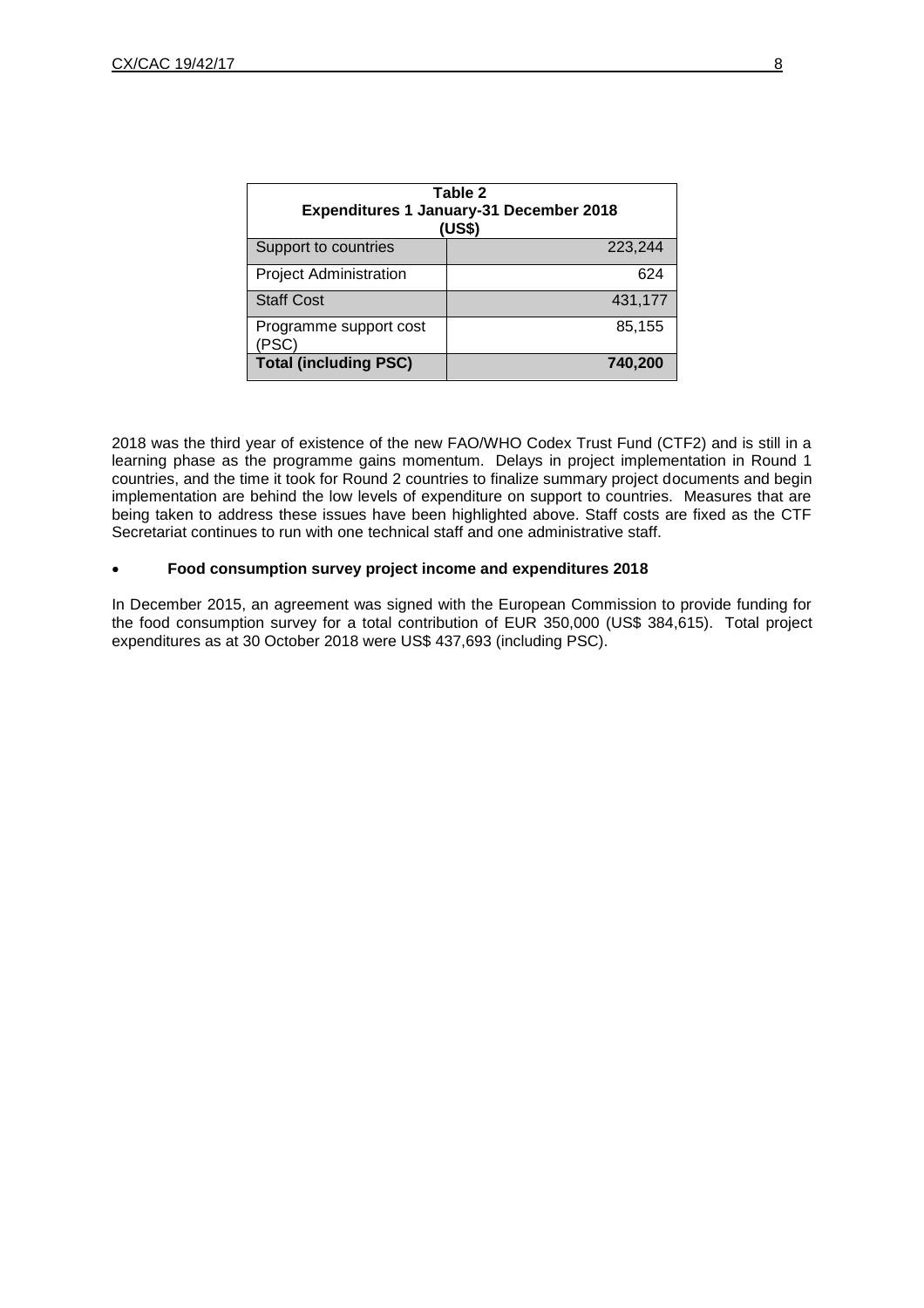| Table 2<br>Expenditures 1 January-31 December 2018<br>(US$) | |
|---|---|
| Support to countries | 223,244 |
| Project Administration | 624 |
| Staff Cost | 431,177 |
| Programme support cost (PSC) | 85,155 |
| **Total (including PSC)** | **740,200** |

2018 was the third year of existence of the new FAO/WHO Codex Trust Fund (CTF2) and is still in a learning phase as the programme gains momentum. Delays in project implementation in Round 1 countries, and the time it took for Round 2 countries to finalize summary project documents and begin implementation are behind the low levels of expenditure on support to countries. Measures that are being taken to address these issues have been highlighted above. Staff costs are fixed as the CTF Secretariat continues to run with one technical staff and one administrative staff.

- **Food consumption survey project income and expenditures 2018**

In December 2015, an agreement was signed with the European Commission to provide funding for the food consumption survey for a total contribution of EUR 350,000 (US$ 384,615). Total project expenditures as at 30 October 2018 were US$ 437,693 (including PSC).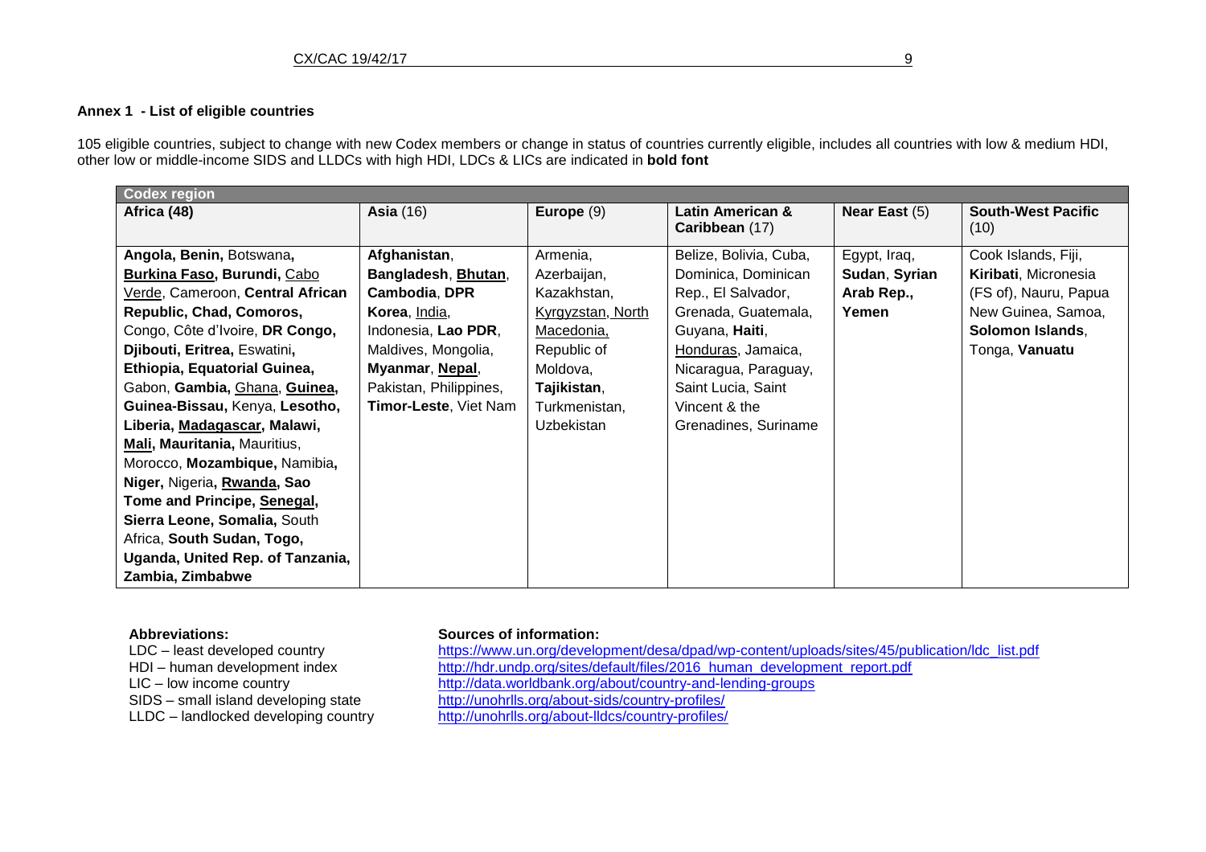### Annex 1 - List of eligible countries

105 eligible countries, subject to change with new Codex members or change in status of countries currently eligible, includes all countries with low & medium HDI, other low or middle-income SIDS and LLDCs with high HDI, LDCs & LICs are indicated in **bold font**

| Codex region | | | | | |
|---|---|---|---|---|---|
| **Africa (48)** | **Asia** (16) | **Europe** (9) | **Latin American & Caribbean** (17) | **Near East** (5) | **South-West Pacific** (10) |
| **Angola, Benin,** Botswana**,** **Burkina Faso, Burundi,** Cabo Verde, Cameroon, **Central African Republic, Chad, Comoros,** Congo, Côte d'Ivoire, **DR Congo, Djibouti, Eritrea,** Eswatini**,** **Ethiopia, Equatorial Guinea,** Gabon, **Gambia,** Ghana, **Guinea, Guinea-Bissau,** Kenya, **Lesotho, Liberia, Madagascar, Malawi, Mali, Mauritania,** Mauritius, Morocco, **Mozambique,** Namibia**,** **Niger,** Nigeria**, Rwanda, Sao Tome and Principe, Senegal, Sierra Leone, Somalia,** South Africa, **South Sudan, Togo, Uganda, United Rep. of Tanzania, Zambia, Zimbabwe** | **Afghanistan**, **Bangladesh**, **Bhutan**, **Cambodia**, **DPR Korea**, India, Indonesia, **Lao PDR**, Maldives, Mongolia, **Myanmar**, **Nepal**, Pakistan, Philippines, **Timor-Leste**, Viet Nam | Armenia, Azerbaijan, Kazakhstan, Kyrgyzstan, North Macedonia, Republic of Moldova, **Tajikistan**, Turkmenistan, Uzbekistan | Belize, Bolivia, Cuba, Dominica, Dominican Rep., El Salvador, Grenada, Guatemala, Guyana, **Haiti**, Honduras, Jamaica, Nicaragua, Paraguay, Saint Lucia, Saint Vincent & the Grenadines, Suriname | Egypt, Iraq, **Sudan**, **Syrian Arab Rep.**, **Yemen** | Cook Islands, Fiji, **Kiribati**, Micronesia (FS of), Nauru, Papua New Guinea, Samoa, **Solomon Islands**, Tonga, **Vanuatu** |

**Abbreviations:**

LDC – least developed country
HDI – human development index
LIC – low income country
SIDS – small island developing state
LLDC – landlocked developing country

**Sources of information:**

https://www.un.org/development/desa/dpad/wp-content/uploads/sites/45/publication/ldc_list.pdf
http://hdr.undp.org/sites/default/files/2016_human_development_report.pdf
http://data.worldbank.org/about/country-and-lending-groups
http://unohrlls.org/about-sids/country-profiles/
http://unohrlls.org/about-lldcs/country-profiles/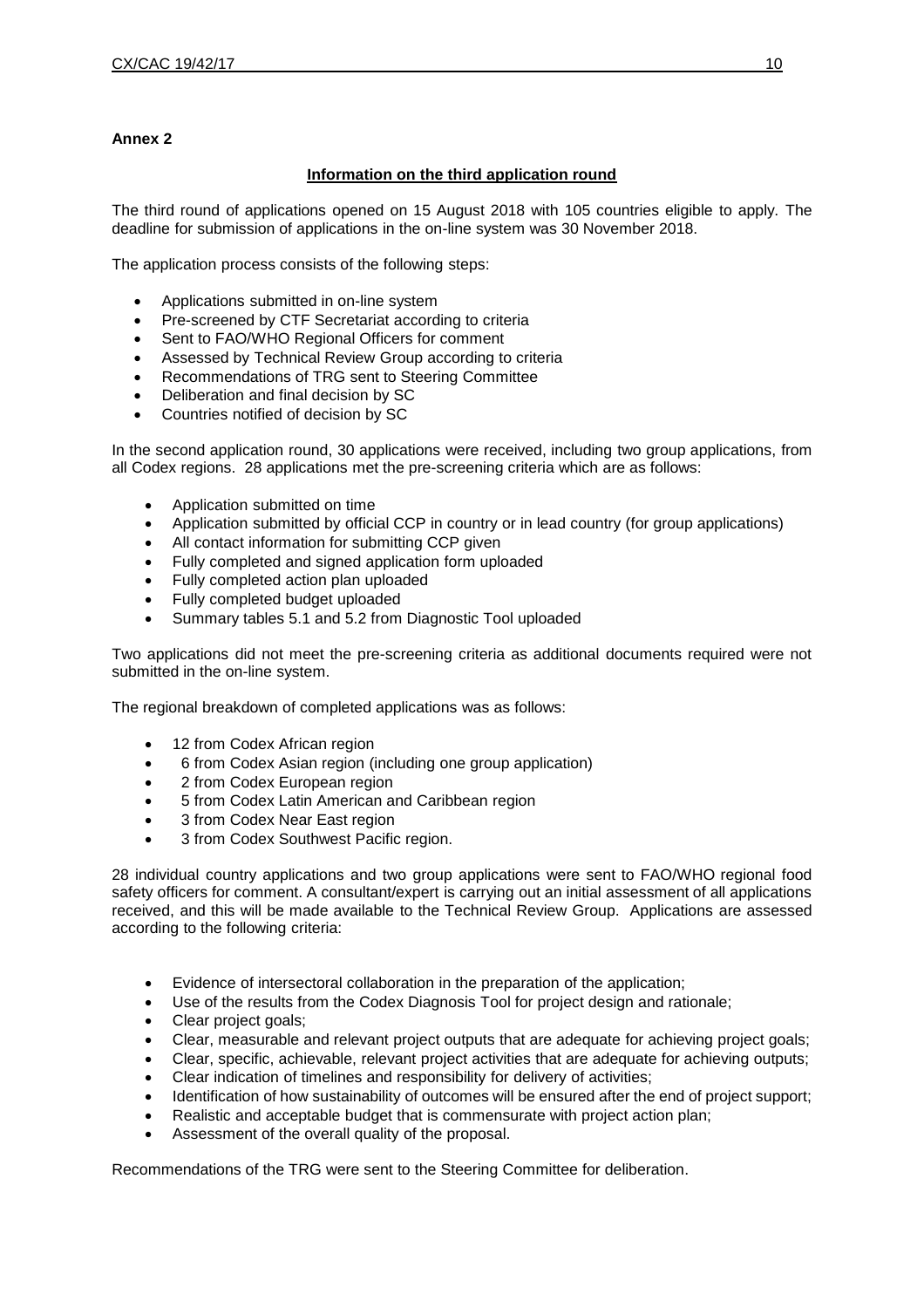**Annex 2**

**Information on the third application round**

The third round of applications opened on 15 August 2018 with 105 countries eligible to apply. The deadline for submission of applications in the on-line system was 30 November 2018.

The application process consists of the following steps:

- Applications submitted in on-line system
- Pre-screened by CTF Secretariat according to criteria
- Sent to FAO/WHO Regional Officers for comment
- Assessed by Technical Review Group according to criteria
- Recommendations of TRG sent to Steering Committee
- Deliberation and final decision by SC
- Countries notified of decision by SC

In the second application round, 30 applications were received, including two group applications, from all Codex regions. 28 applications met the pre-screening criteria which are as follows:

- Application submitted on time
- Application submitted by official CCP in country or in lead country (for group applications)
- All contact information for submitting CCP given
- Fully completed and signed application form uploaded
- Fully completed action plan uploaded
- Fully completed budget uploaded
- Summary tables 5.1 and 5.2 from Diagnostic Tool uploaded

Two applications did not meet the pre-screening criteria as additional documents required were not submitted in the on-line system.

The regional breakdown of completed applications was as follows:

- 12 from Codex African region
- 6 from Codex Asian region (including one group application)
- 2 from Codex European region
- 5 from Codex Latin American and Caribbean region
- 3 from Codex Near East region
- 3 from Codex Southwest Pacific region.

28 individual country applications and two group applications were sent to FAO/WHO regional food safety officers for comment. A consultant/expert is carrying out an initial assessment of all applications received, and this will be made available to the Technical Review Group. Applications are assessed according to the following criteria:

- Evidence of intersectoral collaboration in the preparation of the application;
- Use of the results from the Codex Diagnosis Tool for project design and rationale;
- Clear project goals;
- Clear, measurable and relevant project outputs that are adequate for achieving project goals;
- Clear, specific, achievable, relevant project activities that are adequate for achieving outputs;
- Clear indication of timelines and responsibility for delivery of activities;
- Identification of how sustainability of outcomes will be ensured after the end of project support;
- Realistic and acceptable budget that is commensurate with project action plan;
- Assessment of the overall quality of the proposal.

Recommendations of the TRG were sent to the Steering Committee for deliberation.